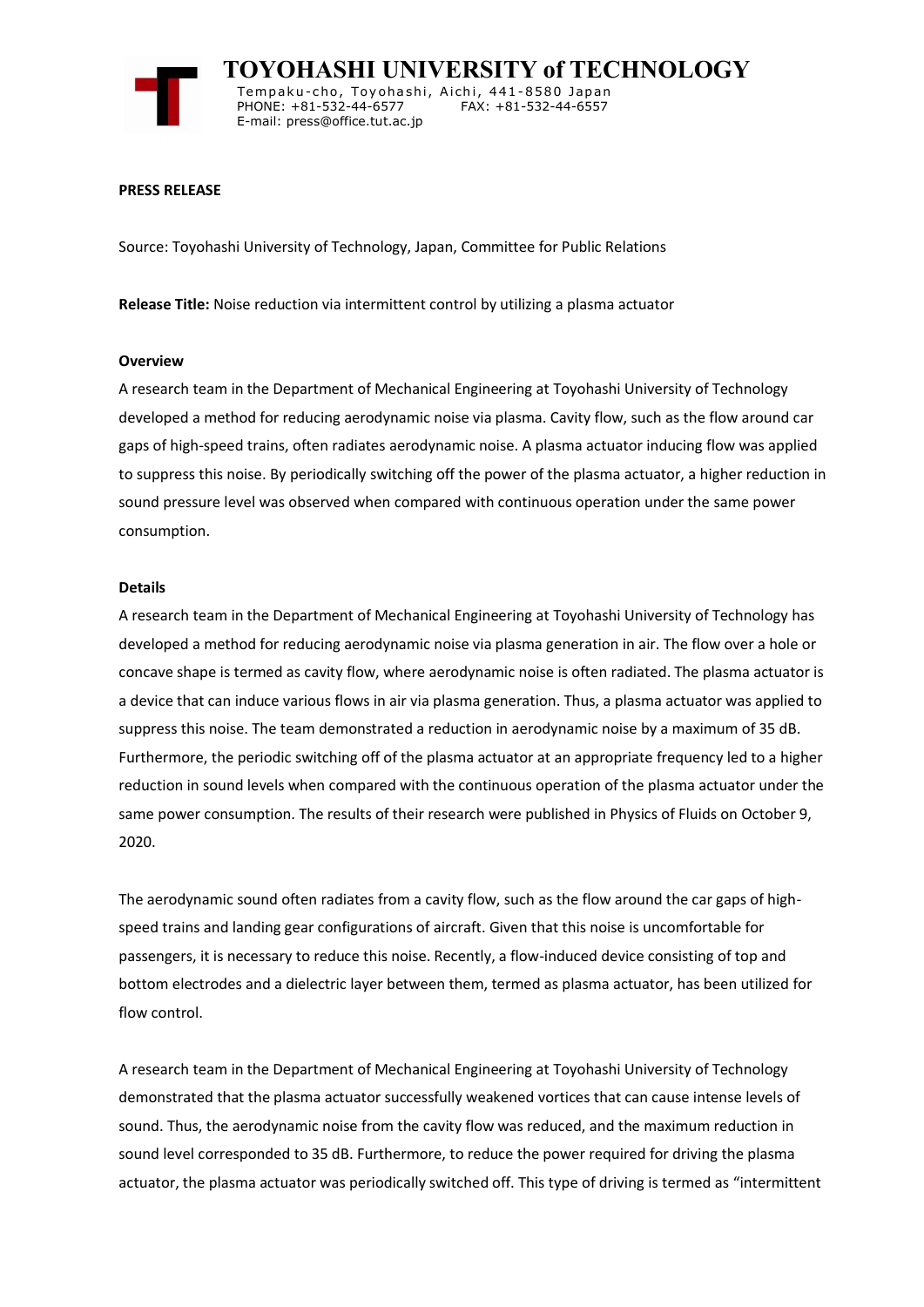# TOYOHASHI UNIVERSITY of TECHNOLOGY

Tempaku-cho, Toyohashi, Aichi, 441-8580 Japan
PHONE: +81-532-44-6577 FAX: +81-532-44-6557
E-mail: press@office.tut.ac.jp

**PRESS RELEASE**

Source: Toyohashi University of Technology, Japan, Committee for Public Relations

**Release Title:** Noise reduction via intermittent control by utilizing a plasma actuator

**Overview**

A research team in the Department of Mechanical Engineering at Toyohashi University of Technology developed a method for reducing aerodynamic noise via plasma. Cavity flow, such as the flow around car gaps of high-speed trains, often radiates aerodynamic noise. A plasma actuator inducing flow was applied to suppress this noise. By periodically switching off the power of the plasma actuator, a higher reduction in sound pressure level was observed when compared with continuous operation under the same power consumption.

**Details**

A research team in the Department of Mechanical Engineering at Toyohashi University of Technology has developed a method for reducing aerodynamic noise via plasma generation in air. The flow over a hole or concave shape is termed as cavity flow, where aerodynamic noise is often radiated. The plasma actuator is a device that can induce various flows in air via plasma generation. Thus, a plasma actuator was applied to suppress this noise. The team demonstrated a reduction in aerodynamic noise by a maximum of 35 dB. Furthermore, the periodic switching off of the plasma actuator at an appropriate frequency led to a higher reduction in sound levels when compared with the continuous operation of the plasma actuator under the same power consumption. The results of their research were published in Physics of Fluids on October 9, 2020.

The aerodynamic sound often radiates from a cavity flow, such as the flow around the car gaps of high-speed trains and landing gear configurations of aircraft. Given that this noise is uncomfortable for passengers, it is necessary to reduce this noise. Recently, a flow-induced device consisting of top and bottom electrodes and a dielectric layer between them, termed as plasma actuator, has been utilized for flow control.

A research team in the Department of Mechanical Engineering at Toyohashi University of Technology demonstrated that the plasma actuator successfully weakened vortices that can cause intense levels of sound. Thus, the aerodynamic noise from the cavity flow was reduced, and the maximum reduction in sound level corresponded to 35 dB. Furthermore, to reduce the power required for driving the plasma actuator, the plasma actuator was periodically switched off. This type of driving is termed as "intermittent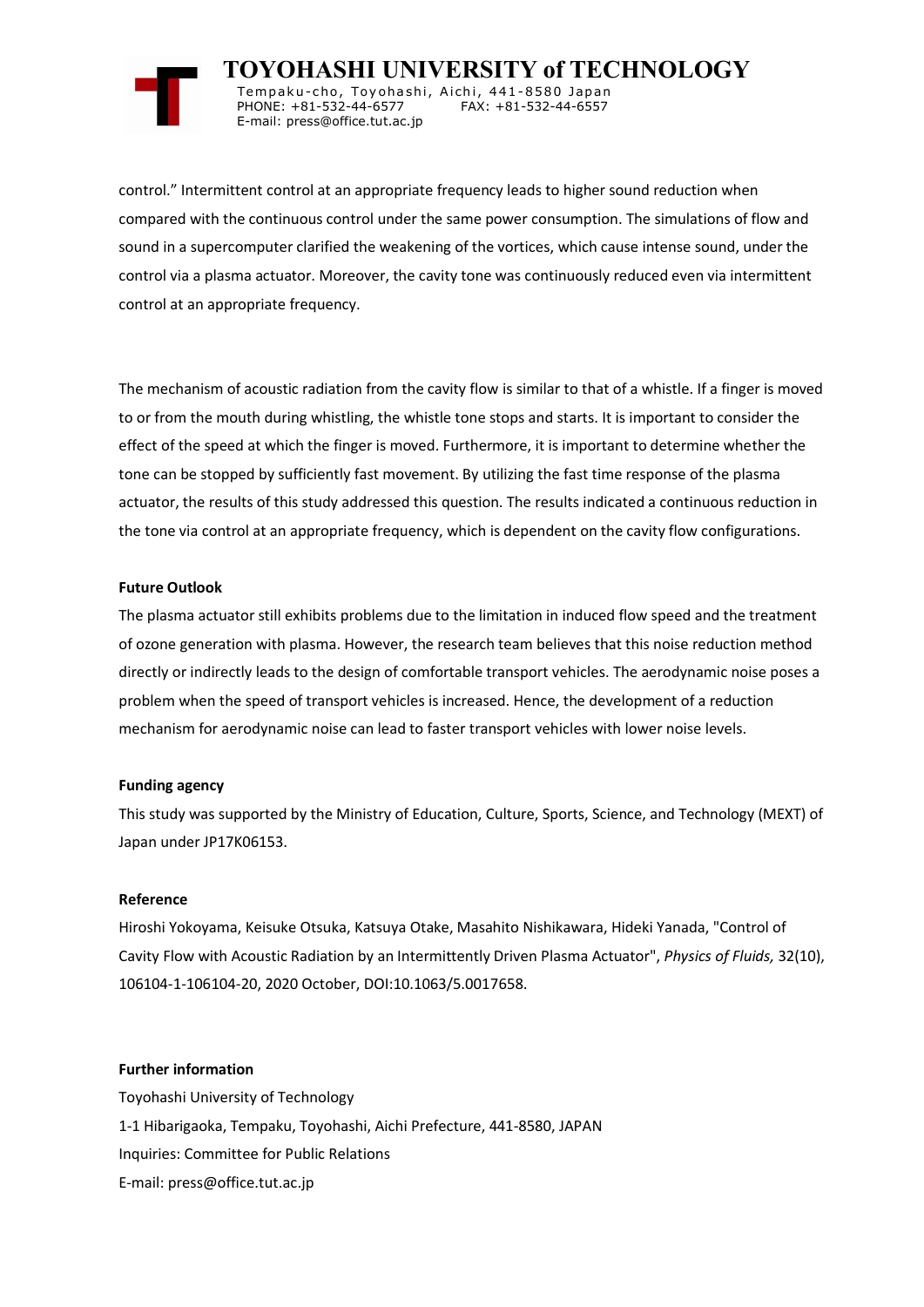control." Intermittent control at an appropriate frequency leads to higher sound reduction when compared with the continuous control under the same power consumption. The simulations of flow and sound in a supercomputer clarified the weakening of the vortices, which cause intense sound, under the control via a plasma actuator. Moreover, the cavity tone was continuously reduced even via intermittent control at an appropriate frequency.

The mechanism of acoustic radiation from the cavity flow is similar to that of a whistle. If a finger is moved to or from the mouth during whistling, the whistle tone stops and starts. It is important to consider the effect of the speed at which the finger is moved. Furthermore, it is important to determine whether the tone can be stopped by sufficiently fast movement. By utilizing the fast time response of the plasma actuator, the results of this study addressed this question. The results indicated a continuous reduction in the tone via control at an appropriate frequency, which is dependent on the cavity flow configurations.

**Future Outlook**

The plasma actuator still exhibits problems due to the limitation in induced flow speed and the treatment of ozone generation with plasma. However, the research team believes that this noise reduction method directly or indirectly leads to the design of comfortable transport vehicles. The aerodynamic noise poses a problem when the speed of transport vehicles is increased. Hence, the development of a reduction mechanism for aerodynamic noise can lead to faster transport vehicles with lower noise levels.

**Funding agency**

This study was supported by the Ministry of Education, Culture, Sports, Science, and Technology (MEXT) of Japan under JP17K06153.

**Reference**

Hiroshi Yokoyama, Keisuke Otsuka, Katsuya Otake, Masahito Nishikawara, Hideki Yanada, "Control of Cavity Flow with Acoustic Radiation by an Intermittently Driven Plasma Actuator", *Physics of Fluids,* 32(10), 106104-1-106104-20, 2020 October, DOI:10.1063/5.0017658.

**Further information**

Toyohashi University of Technology

1-1 Hibarigaoka, Tempaku, Toyohashi, Aichi Prefecture, 441-8580, JAPAN

Inquiries: Committee for Public Relations

E-mail: press@office.tut.ac.jp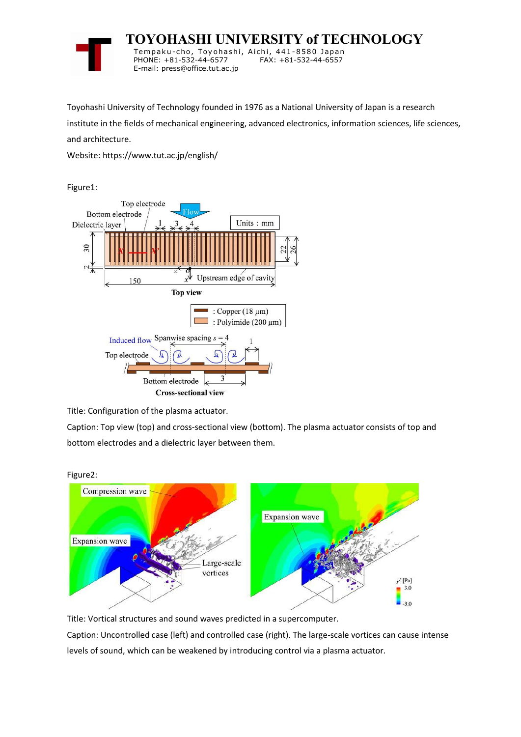# TOYOHASHI UNIVERSITY of TECHNOLOGY

Tempaku-cho, Toyohashi, Aichi, 441-8580 Japan
PHONE: +81-532-44-6577 FAX: +81-532-44-6557
E-mail: press@office.tut.ac.jp

Toyohashi University of Technology founded in 1976 as a National University of Japan is a research institute in the fields of mechanical engineering, advanced electronics, information sciences, life sciences, and architecture.

Website: https://www.tut.ac.jp/english/

Figure1:

Title: Configuration of the plasma actuator.

Caption: Top view (top) and cross-sectional view (bottom). The plasma actuator consists of top and bottom electrodes and a dielectric layer between them.

Figure2:

Title: Vortical structures and sound waves predicted in a supercomputer.

Caption: Uncontrolled case (left) and controlled case (right). The large-scale vortices can cause intense levels of sound, which can be weakened by introducing control via a plasma actuator.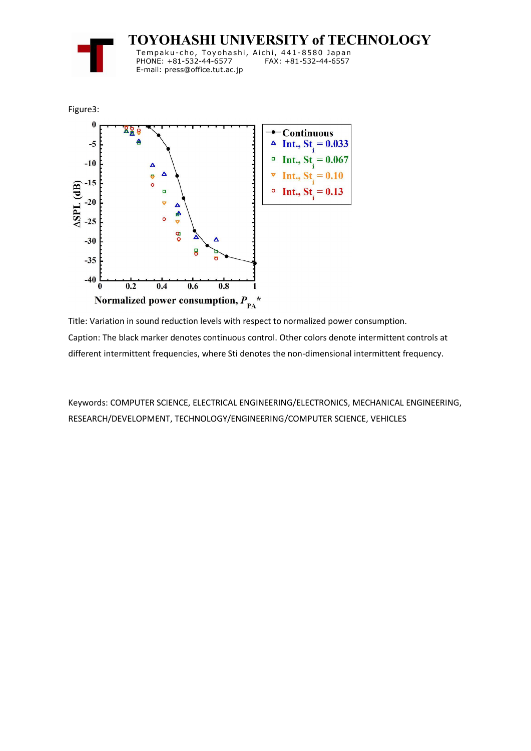TOYOHASHI UNIVERSITY of TECHNOLOGY

Tempaku-cho, Toyohashi, Aichi, 441-8580 Japan
PHONE: +81-532-44-6577 FAX: +81-532-44-6557
E-mail: press@office.tut.ac.jp

Figure3:

0
-5
-10
-15
-20
-25
-30
-35
-40

ΔSPL (dB)

0
0.2
0.4
0.6
0.8
1

Normalized power consumption, $P_{PA}^{*}$

Continuous
Int., $St_i$ = 0.033
Int., $St_i$ = 0.067
Int., $St_i$ = 0.10
Int., $St_i$ = 0.13

Title: Variation in sound reduction levels with respect to normalized power consumption.

Caption: The black marker denotes continuous control. Other colors denote intermittent controls at different intermittent frequencies, where Sti denotes the non-dimensional intermittent frequency.

Keywords: COMPUTER SCIENCE, ELECTRICAL ENGINEERING/ELECTRONICS, MECHANICAL ENGINEERING, RESEARCH/DEVELOPMENT, TECHNOLOGY/ENGINEERING/COMPUTER SCIENCE, VEHICLES